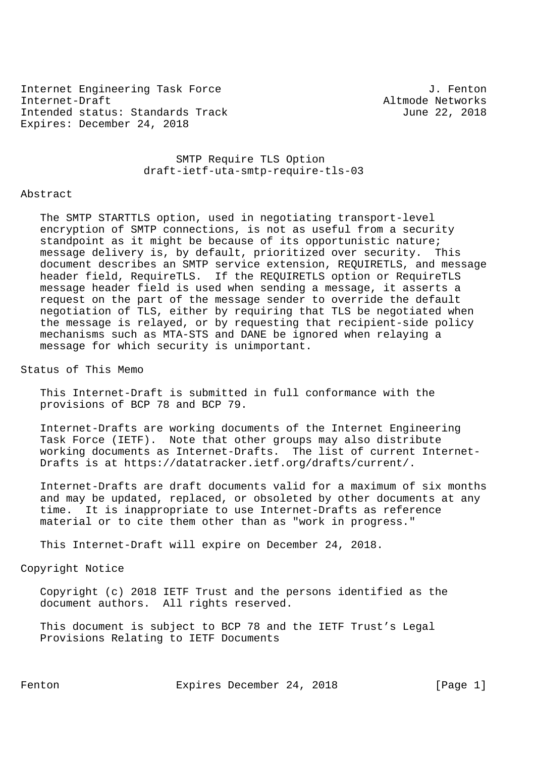Internet Engineering Task Force J. Fenton
Internet-Draft Altmode Networks
Intended status: Standards Track June 22, 2018
Expires: December 24, 2018

# SMTP Require TLS Option
draft-ietf-uta-smtp-require-tls-03

## Abstract

The SMTP STARTTLS option, used in negotiating transport-level encryption of SMTP connections, is not as useful from a security standpoint as it might be because of its opportunistic nature; message delivery is, by default, prioritized over security. This document describes an SMTP service extension, REQUIRETLS, and message header field, RequireTLS. If the REQUIRETLS option or RequireTLS message header field is used when sending a message, it asserts a request on the part of the message sender to override the default negotiation of TLS, either by requiring that TLS be negotiated when the message is relayed, or by requesting that recipient-side policy mechanisms such as MTA-STS and DANE be ignored when relaying a message for which security is unimportant.

## Status of This Memo

This Internet-Draft is submitted in full conformance with the provisions of BCP 78 and BCP 79.

Internet-Drafts are working documents of the Internet Engineering Task Force (IETF). Note that other groups may also distribute working documents as Internet-Drafts. The list of current Internet-Drafts is at https://datatracker.ietf.org/drafts/current/.

Internet-Drafts are draft documents valid for a maximum of six months and may be updated, replaced, or obsoleted by other documents at any time. It is inappropriate to use Internet-Drafts as reference material or to cite them other than as "work in progress."

This Internet-Draft will expire on December 24, 2018.

## Copyright Notice

Copyright (c) 2018 IETF Trust and the persons identified as the document authors. All rights reserved.

This document is subject to BCP 78 and the IETF Trust's Legal Provisions Relating to IETF Documents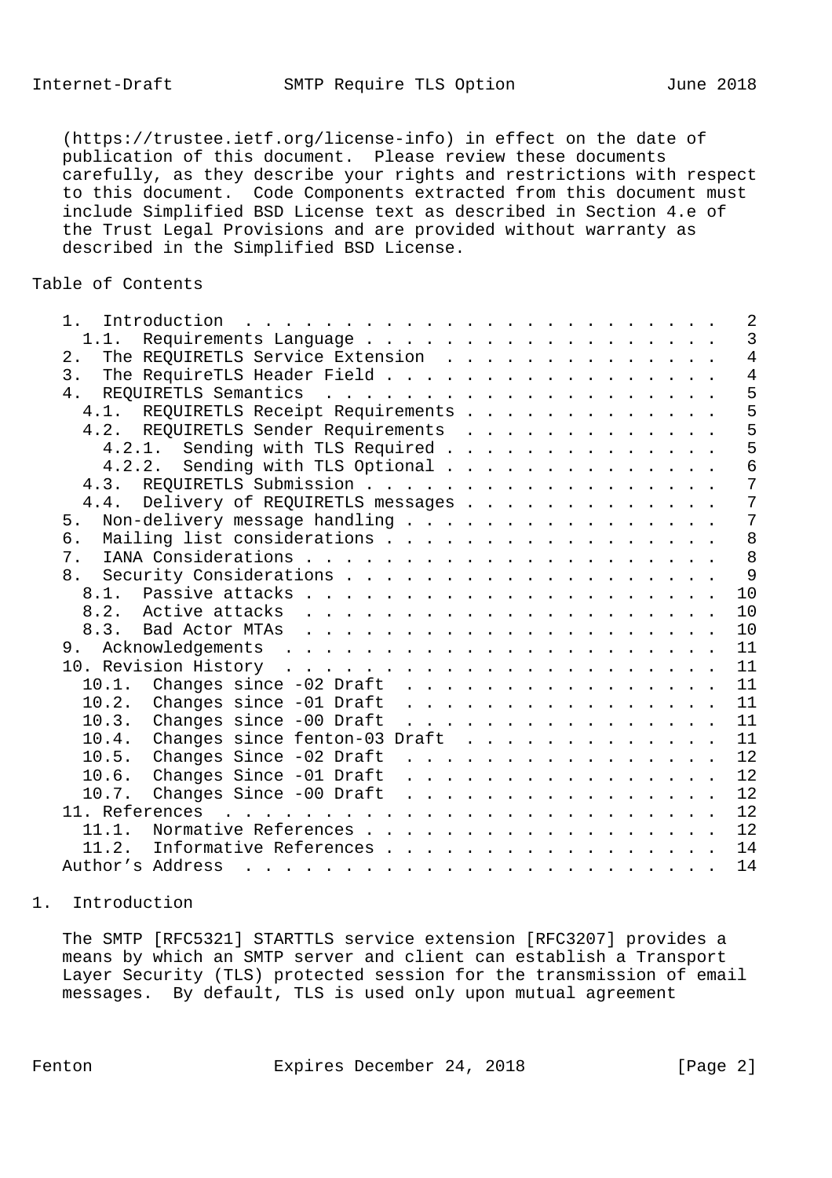(https://trustee.ietf.org/license-info) in effect on the date of publication of this document. Please review these documents carefully, as they describe your rights and restrictions with respect to this document. Code Components extracted from this document must include Simplified BSD License text as described in Section 4.e of the Trust Legal Provisions and are provided without warranty as described in the Simplified BSD License.

## Table of Contents

```
   1.  Introduction  . . . . . . . . . . . . . . . . . . . . . . . .   2
     1.1.  Requirements Language . . . . . . . . . . . . . . . . . .   3
   2.  The REQUIRETLS Service Extension  . . . . . . . . . . . . . .   4
   3.  The RequireTLS Header Field . . . . . . . . . . . . . . . . .   4
   4.  REQUIRETLS Semantics  . . . . . . . . . . . . . . . . . . . .   5
     4.1.  REQUIRETLS Receipt Requirements . . . . . . . . . . . . .   5
     4.2.  REQUIRETLS Sender Requirements  . . . . . . . . . . . . .   5
       4.2.1.  Sending with TLS Required . . . . . . . . . . . . . .   5
       4.2.2.  Sending with TLS Optional . . . . . . . . . . . . . .   6
     4.3.  REQUIRETLS Submission . . . . . . . . . . . . . . . . . .   7
     4.4.  Delivery of REQUIRETLS messages . . . . . . . . . . . . .   7
   5.  Non-delivery message handling . . . . . . . . . . . . . . . .   7
   6.  Mailing list considerations . . . . . . . . . . . . . . . . .   8
   7.  IANA Considerations . . . . . . . . . . . . . . . . . . . . .   8
   8.  Security Considerations . . . . . . . . . . . . . . . . . . .   9
     8.1.  Passive attacks . . . . . . . . . . . . . . . . . . . . .  10
     8.2.  Active attacks  . . . . . . . . . . . . . . . . . . . . .  10
     8.3.  Bad Actor MTAs  . . . . . . . . . . . . . . . . . . . . .  10
   9.  Acknowledgements  . . . . . . . . . . . . . . . . . . . . . .  11
   10. Revision History  . . . . . . . . . . . . . . . . . . . . . .  11
     10.1.  Changes since -02 Draft  . . . . . . . . . . . . . . . .  11
     10.2.  Changes since -01 Draft  . . . . . . . . . . . . . . . .  11
     10.3.  Changes since -00 Draft  . . . . . . . . . . . . . . . .  11
     10.4.  Changes since fenton-03 Draft  . . . . . . . . . . . . .  11
     10.5.  Changes Since -02 Draft  . . . . . . . . . . . . . . . .  12
     10.6.  Changes Since -01 Draft  . . . . . . . . . . . . . . . .  12
     10.7.  Changes Since -00 Draft  . . . . . . . . . . . . . . . .  12
   11. References  . . . . . . . . . . . . . . . . . . . . . . . . .  12
     11.1.  Normative References . . . . . . . . . . . . . . . . . .  12
     11.2.  Informative References . . . . . . . . . . . . . . . . .  14
   Author's Address  . . . . . . . . . . . . . . . . . . . . . . . .  14
```

## 1. Introduction

The SMTP [RFC5321] STARTTLS service extension [RFC3207] provides a means by which an SMTP server and client can establish a Transport Layer Security (TLS) protected session for the transmission of email messages. By default, TLS is used only upon mutual agreement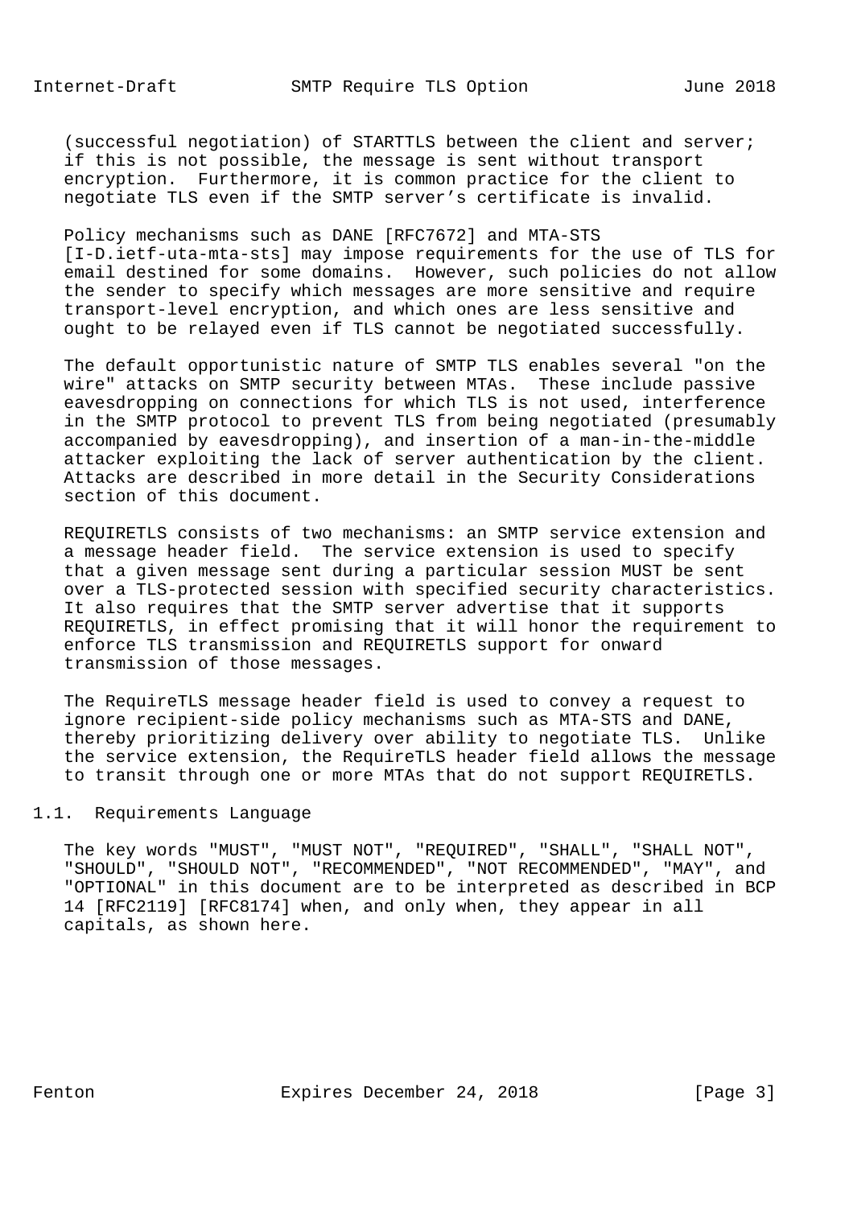(successful negotiation) of STARTTLS between the client and server; if this is not possible, the message is sent without transport encryption. Furthermore, it is common practice for the client to negotiate TLS even if the SMTP server's certificate is invalid.

Policy mechanisms such as DANE [RFC7672] and MTA-STS [I-D.ietf-uta-mta-sts] may impose requirements for the use of TLS for email destined for some domains. However, such policies do not allow the sender to specify which messages are more sensitive and require transport-level encryption, and which ones are less sensitive and ought to be relayed even if TLS cannot be negotiated successfully.

The default opportunistic nature of SMTP TLS enables several "on the wire" attacks on SMTP security between MTAs. These include passive eavesdropping on connections for which TLS is not used, interference in the SMTP protocol to prevent TLS from being negotiated (presumably accompanied by eavesdropping), and insertion of a man-in-the-middle attacker exploiting the lack of server authentication by the client. Attacks are described in more detail in the Security Considerations section of this document.

REQUIRETLS consists of two mechanisms: an SMTP service extension and a message header field. The service extension is used to specify that a given message sent during a particular session MUST be sent over a TLS-protected session with specified security characteristics. It also requires that the SMTP server advertise that it supports REQUIRETLS, in effect promising that it will honor the requirement to enforce TLS transmission and REQUIRETLS support for onward transmission of those messages.

The RequireTLS message header field is used to convey a request to ignore recipient-side policy mechanisms such as MTA-STS and DANE, thereby prioritizing delivery over ability to negotiate TLS. Unlike the service extension, the RequireTLS header field allows the message to transit through one or more MTAs that do not support REQUIRETLS.

### 1.1. Requirements Language

The key words "MUST", "MUST NOT", "REQUIRED", "SHALL", "SHALL NOT", "SHOULD", "SHOULD NOT", "RECOMMENDED", "NOT RECOMMENDED", "MAY", and "OPTIONAL" in this document are to be interpreted as described in BCP 14 [RFC2119] [RFC8174] when, and only when, they appear in all capitals, as shown here.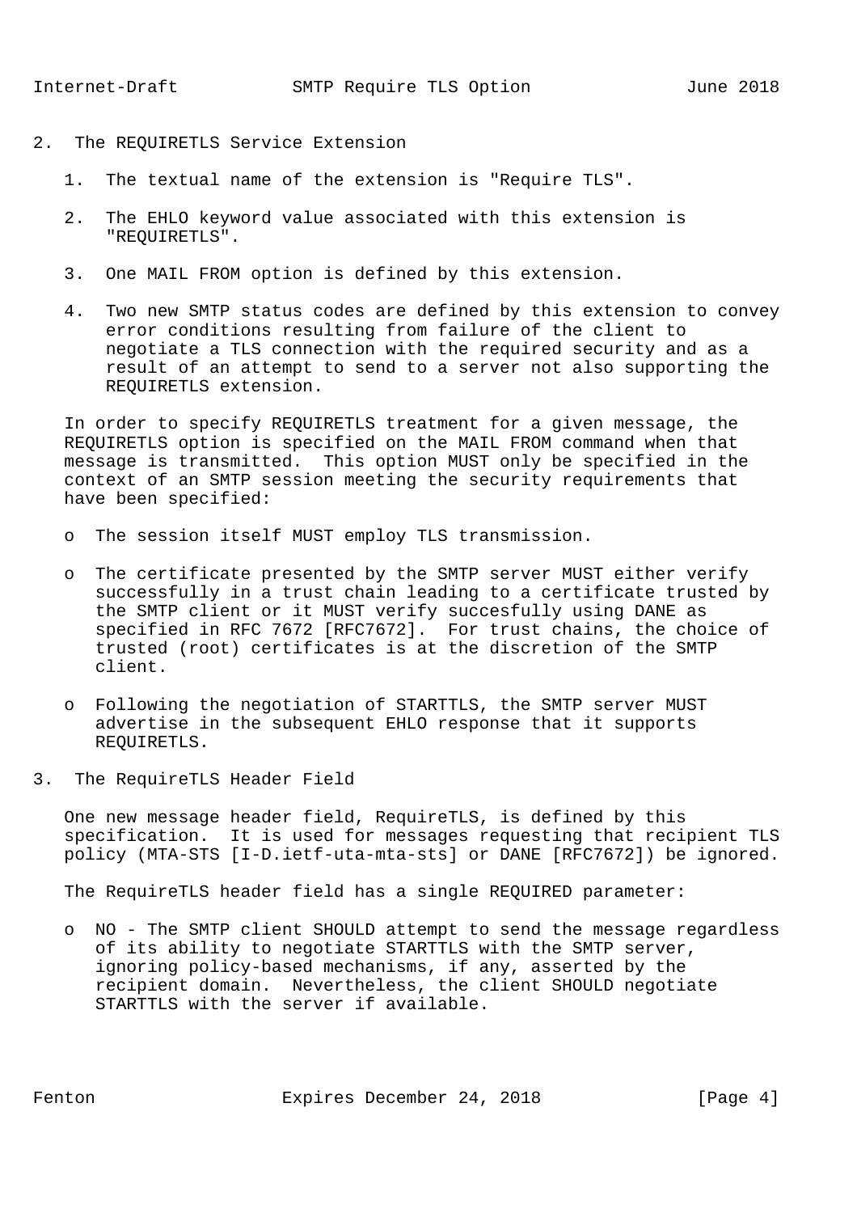## 2. The REQUIRETLS Service Extension

1. The textual name of the extension is "Require TLS".

2. The EHLO keyword value associated with this extension is "REQUIRETLS".

3. One MAIL FROM option is defined by this extension.

4. Two new SMTP status codes are defined by this extension to convey error conditions resulting from failure of the client to negotiate a TLS connection with the required security and as a result of an attempt to send to a server not also supporting the REQUIRETLS extension.

In order to specify REQUIRETLS treatment for a given message, the REQUIRETLS option is specified on the MAIL FROM command when that message is transmitted. This option MUST only be specified in the context of an SMTP session meeting the security requirements that have been specified:

- The session itself MUST employ TLS transmission.

- The certificate presented by the SMTP server MUST either verify successfully in a trust chain leading to a certificate trusted by the SMTP client or it MUST verify succesfully using DANE as specified in RFC 7672 [RFC7672]. For trust chains, the choice of trusted (root) certificates is at the discretion of the SMTP client.

- Following the negotiation of STARTTLS, the SMTP server MUST advertise in the subsequent EHLO response that it supports REQUIRETLS.

## 3. The RequireTLS Header Field

One new message header field, RequireTLS, is defined by this specification. It is used for messages requesting that recipient TLS policy (MTA-STS [I-D.ietf-uta-mta-sts] or DANE [RFC7672]) be ignored.

The RequireTLS header field has a single REQUIRED parameter:

- NO - The SMTP client SHOULD attempt to send the message regardless of its ability to negotiate STARTTLS with the SMTP server, ignoring policy-based mechanisms, if any, asserted by the recipient domain. Nevertheless, the client SHOULD negotiate STARTTLS with the server if available.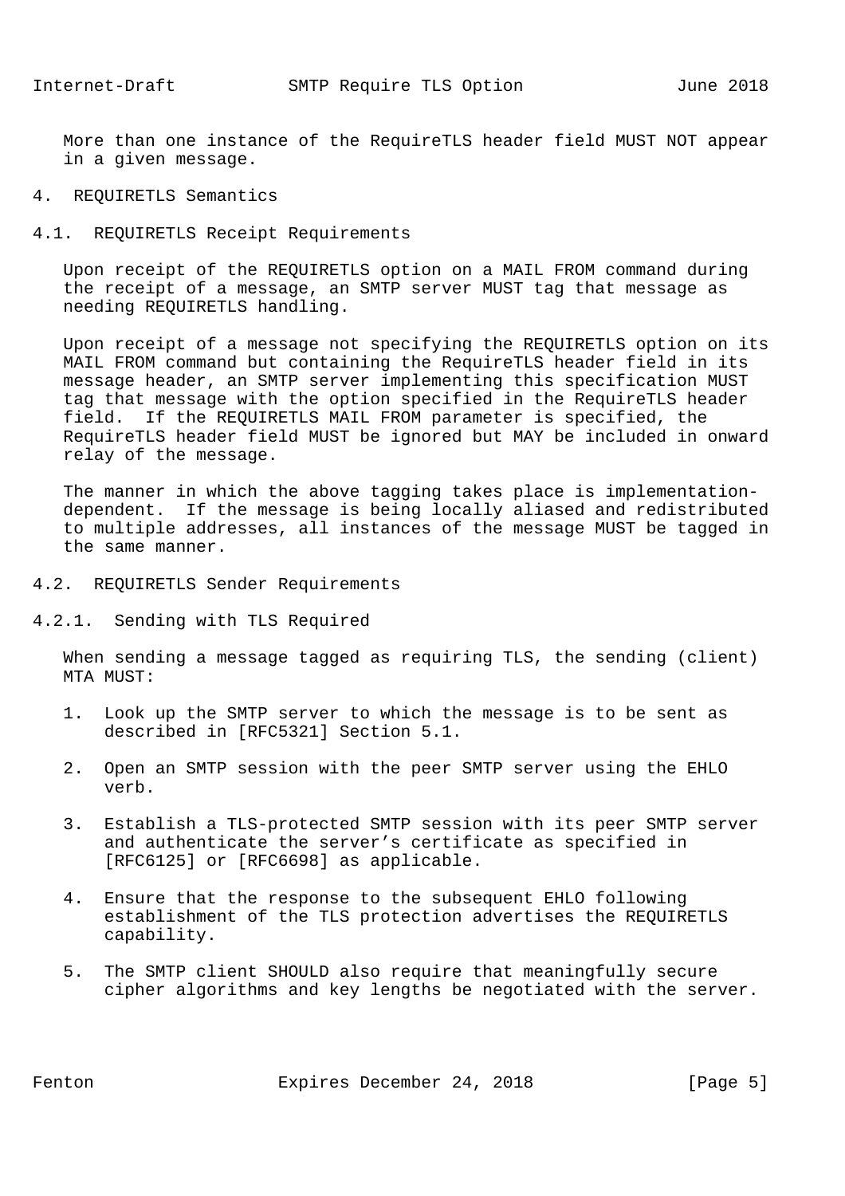More than one instance of the RequireTLS header field MUST NOT appear in a given message.

# 4. REQUIRETLS Semantics

## 4.1. REQUIRETLS Receipt Requirements

Upon receipt of the REQUIRETLS option on a MAIL FROM command during the receipt of a message, an SMTP server MUST tag that message as needing REQUIRETLS handling.

Upon receipt of a message not specifying the REQUIRETLS option on its MAIL FROM command but containing the RequireTLS header field in its message header, an SMTP server implementing this specification MUST tag that message with the option specified in the RequireTLS header field. If the REQUIRETLS MAIL FROM parameter is specified, the RequireTLS header field MUST be ignored but MAY be included in onward relay of the message.

The manner in which the above tagging takes place is implementation-dependent. If the message is being locally aliased and redistributed to multiple addresses, all instances of the message MUST be tagged in the same manner.

## 4.2. REQUIRETLS Sender Requirements

### 4.2.1. Sending with TLS Required

When sending a message tagged as requiring TLS, the sending (client) MTA MUST:

1. Look up the SMTP server to which the message is to be sent as described in [RFC5321] Section 5.1.

2. Open an SMTP session with the peer SMTP server using the EHLO verb.

3. Establish a TLS-protected SMTP session with its peer SMTP server and authenticate the server's certificate as specified in [RFC6125] or [RFC6698] as applicable.

4. Ensure that the response to the subsequent EHLO following establishment of the TLS protection advertises the REQUIRETLS capability.

5. The SMTP client SHOULD also require that meaningfully secure cipher algorithms and key lengths be negotiated with the server.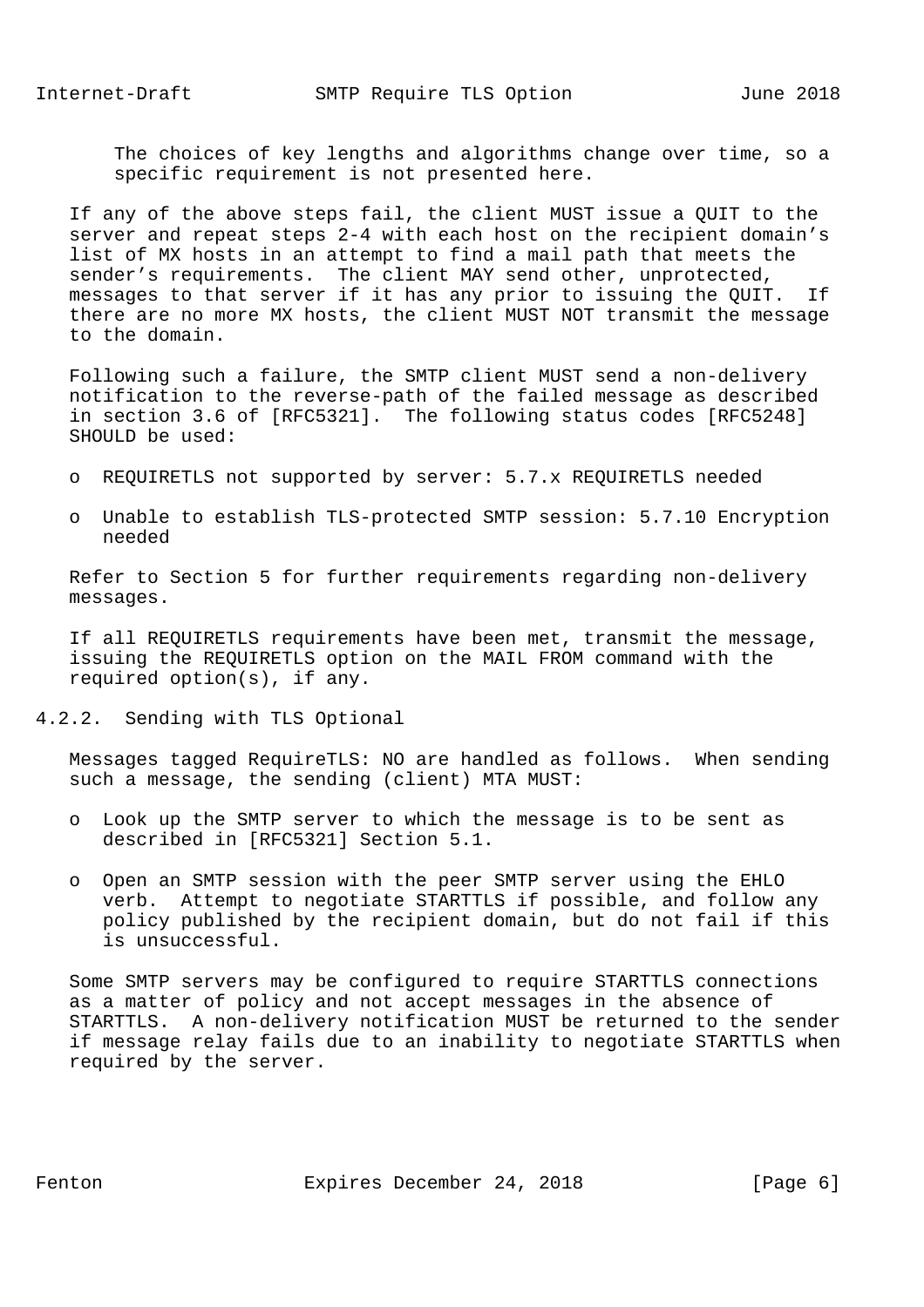The choices of key lengths and algorithms change over time, so a specific requirement is not presented here.

If any of the above steps fail, the client MUST issue a QUIT to the server and repeat steps 2-4 with each host on the recipient domain's list of MX hosts in an attempt to find a mail path that meets the sender's requirements. The client MAY send other, unprotected, messages to that server if it has any prior to issuing the QUIT. If there are no more MX hosts, the client MUST NOT transmit the message to the domain.

Following such a failure, the SMTP client MUST send a non-delivery notification to the reverse-path of the failed message as described in section 3.6 of [RFC5321]. The following status codes [RFC5248] SHOULD be used:

- REQUIRETLS not supported by server: 5.7.x REQUIRETLS needed
- Unable to establish TLS-protected SMTP session: 5.7.10 Encryption needed

Refer to Section 5 for further requirements regarding non-delivery messages.

If all REQUIRETLS requirements have been met, transmit the message, issuing the REQUIRETLS option on the MAIL FROM command with the required option(s), if any.

### 4.2.2. Sending with TLS Optional

Messages tagged RequireTLS: NO are handled as follows. When sending such a message, the sending (client) MTA MUST:

- Look up the SMTP server to which the message is to be sent as described in [RFC5321] Section 5.1.
- Open an SMTP session with the peer SMTP server using the EHLO verb. Attempt to negotiate STARTTLS if possible, and follow any policy published by the recipient domain, but do not fail if this is unsuccessful.

Some SMTP servers may be configured to require STARTTLS connections as a matter of policy and not accept messages in the absence of STARTTLS. A non-delivery notification MUST be returned to the sender if message relay fails due to an inability to negotiate STARTTLS when required by the server.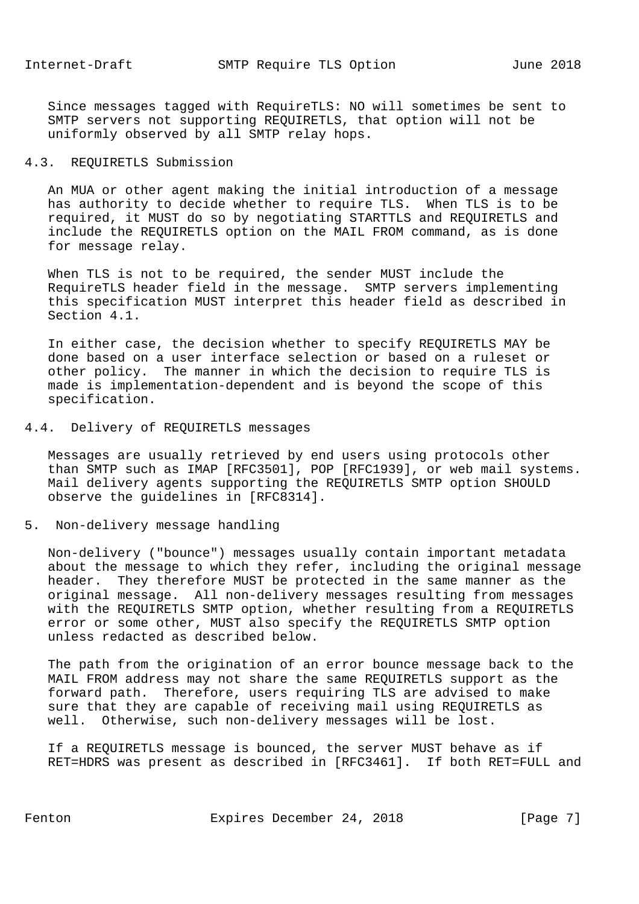Since messages tagged with RequireTLS: NO will sometimes be sent to SMTP servers not supporting REQUIRETLS, that option will not be uniformly observed by all SMTP relay hops.

### 4.3. REQUIRETLS Submission

An MUA or other agent making the initial introduction of a message has authority to decide whether to require TLS. When TLS is to be required, it MUST do so by negotiating STARTTLS and REQUIRETLS and include the REQUIRETLS option on the MAIL FROM command, as is done for message relay.

When TLS is not to be required, the sender MUST include the RequireTLS header field in the message. SMTP servers implementing this specification MUST interpret this header field as described in Section 4.1.

In either case, the decision whether to specify REQUIRETLS MAY be done based on a user interface selection or based on a ruleset or other policy. The manner in which the decision to require TLS is made is implementation-dependent and is beyond the scope of this specification.

### 4.4. Delivery of REQUIRETLS messages

Messages are usually retrieved by end users using protocols other than SMTP such as IMAP [RFC3501], POP [RFC1939], or web mail systems. Mail delivery agents supporting the REQUIRETLS SMTP option SHOULD observe the guidelines in [RFC8314].

## 5. Non-delivery message handling

Non-delivery ("bounce") messages usually contain important metadata about the message to which they refer, including the original message header. They therefore MUST be protected in the same manner as the original message. All non-delivery messages resulting from messages with the REQUIRETLS SMTP option, whether resulting from a REQUIRETLS error or some other, MUST also specify the REQUIRETLS SMTP option unless redacted as described below.

The path from the origination of an error bounce message back to the MAIL FROM address may not share the same REQUIRETLS support as the forward path. Therefore, users requiring TLS are advised to make sure that they are capable of receiving mail using REQUIRETLS as well. Otherwise, such non-delivery messages will be lost.

If a REQUIRETLS message is bounced, the server MUST behave as if RET=HDRS was present as described in [RFC3461]. If both RET=FULL and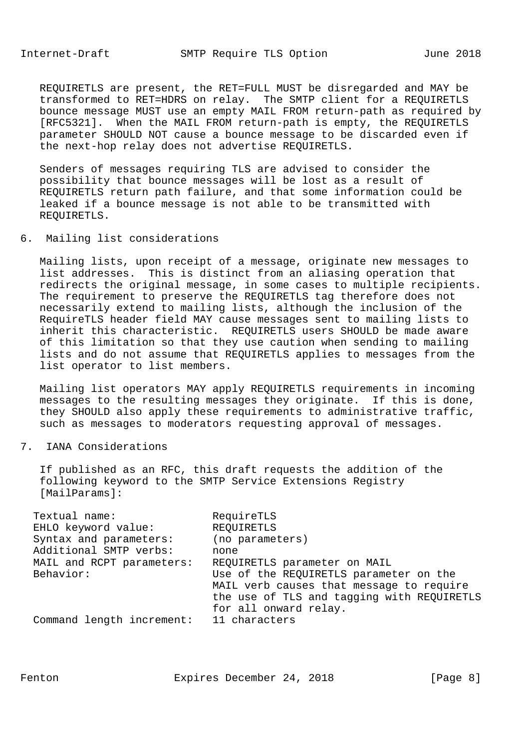REQUIRETLS are present, the RET=FULL MUST be disregarded and MAY be transformed to RET=HDRS on relay. The SMTP client for a REQUIRETLS bounce message MUST use an empty MAIL FROM return-path as required by [RFC5321]. When the MAIL FROM return-path is empty, the REQUIRETLS parameter SHOULD NOT cause a bounce message to be discarded even if the next-hop relay does not advertise REQUIRETLS.

Senders of messages requiring TLS are advised to consider the possibility that bounce messages will be lost as a result of REQUIRETLS return path failure, and that some information could be leaked if a bounce message is not able to be transmitted with REQUIRETLS.

## 6. Mailing list considerations

Mailing lists, upon receipt of a message, originate new messages to list addresses. This is distinct from an aliasing operation that redirects the original message, in some cases to multiple recipients. The requirement to preserve the REQUIRETLS tag therefore does not necessarily extend to mailing lists, although the inclusion of the RequireTLS header field MAY cause messages sent to mailing lists to inherit this characteristic. REQUIRETLS users SHOULD be made aware of this limitation so that they use caution when sending to mailing lists and do not assume that REQUIRETLS applies to messages from the list operator to list members.

Mailing list operators MAY apply REQUIRETLS requirements in incoming messages to the resulting messages they originate. If this is done, they SHOULD also apply these requirements to administrative traffic, such as messages to moderators requesting approval of messages.

## 7. IANA Considerations

If published as an RFC, this draft requests the addition of the following keyword to the SMTP Service Extensions Registry [MailParams]:

```
Textual name:              RequireTLS
EHLO keyword value:        REQUIRETLS
Syntax and parameters:     (no parameters)
Additional SMTP verbs:     none
MAIL and RCPT parameters:  REQUIRETLS parameter on MAIL
Behavior:                  Use of the REQUIRETLS parameter on the
                           MAIL verb causes that message to require
                           the use of TLS and tagging with REQUIRETLS
                           for all onward relay.
Command length increment:  11 characters
```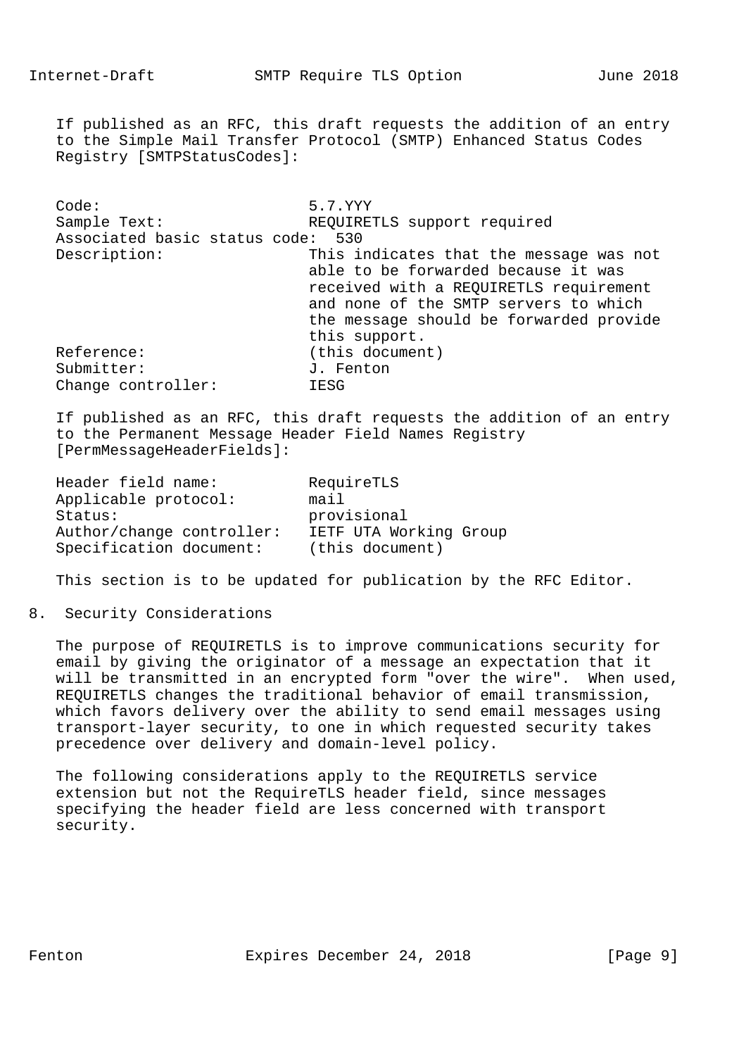If published as an RFC, this draft requests the addition of an entry to the Simple Mail Transfer Protocol (SMTP) Enhanced Status Codes Registry [SMTPStatusCodes]:

| | |
|---|---|
| Code: | 5.7.YYY |
| Sample Text: | REQUIRETLS support required |
| Associated basic status code: | 530 |
| Description: | This indicates that the message was not able to be forwarded because it was received with a REQUIRETLS requirement and none of the SMTP servers to which the message should be forwarded provide this support. |
| Reference: | (this document) |
| Submitter: | J. Fenton |
| Change controller: | IESG |

If published as an RFC, this draft requests the addition of an entry to the Permanent Message Header Field Names Registry [PermMessageHeaderFields]:

| | |
|---|---|
| Header field name: | RequireTLS |
| Applicable protocol: | mail |
| Status: | provisional |
| Author/change controller: | IETF UTA Working Group |
| Specification document: | (this document) |

This section is to be updated for publication by the RFC Editor.

## 8. Security Considerations

The purpose of REQUIRETLS is to improve communications security for email by giving the originator of a message an expectation that it will be transmitted in an encrypted form "over the wire". When used, REQUIRETLS changes the traditional behavior of email transmission, which favors delivery over the ability to send email messages using transport-layer security, to one in which requested security takes precedence over delivery and domain-level policy.

The following considerations apply to the REQUIRETLS service extension but not the RequireTLS header field, since messages specifying the header field are less concerned with transport security.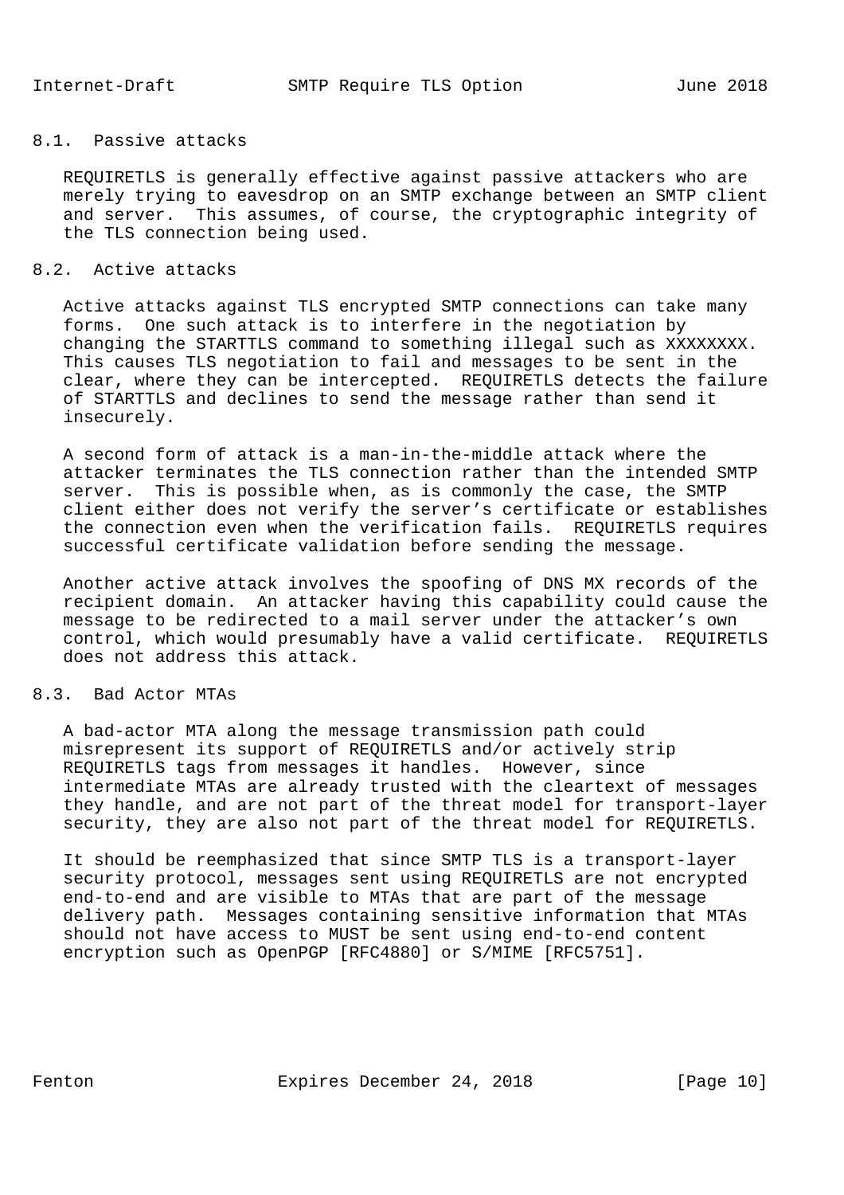### 8.1. Passive attacks

REQUIRETLS is generally effective against passive attackers who are merely trying to eavesdrop on an SMTP exchange between an SMTP client and server. This assumes, of course, the cryptographic integrity of the TLS connection being used.

### 8.2. Active attacks

Active attacks against TLS encrypted SMTP connections can take many forms. One such attack is to interfere in the negotiation by changing the STARTTLS command to something illegal such as XXXXXXXX. This causes TLS negotiation to fail and messages to be sent in the clear, where they can be intercepted. REQUIRETLS detects the failure of STARTTLS and declines to send the message rather than send it insecurely.

A second form of attack is a man-in-the-middle attack where the attacker terminates the TLS connection rather than the intended SMTP server. This is possible when, as is commonly the case, the SMTP client either does not verify the server's certificate or establishes the connection even when the verification fails. REQUIRETLS requires successful certificate validation before sending the message.

Another active attack involves the spoofing of DNS MX records of the recipient domain. An attacker having this capability could cause the message to be redirected to a mail server under the attacker's own control, which would presumably have a valid certificate. REQUIRETLS does not address this attack.

### 8.3. Bad Actor MTAs

A bad-actor MTA along the message transmission path could misrepresent its support of REQUIRETLS and/or actively strip REQUIRETLS tags from messages it handles. However, since intermediate MTAs are already trusted with the cleartext of messages they handle, and are not part of the threat model for transport-layer security, they are also not part of the threat model for REQUIRETLS.

It should be reemphasized that since SMTP TLS is a transport-layer security protocol, messages sent using REQUIRETLS are not encrypted end-to-end and are visible to MTAs that are part of the message delivery path. Messages containing sensitive information that MTAs should not have access to MUST be sent using end-to-end content encryption such as OpenPGP [RFC4880] or S/MIME [RFC5751].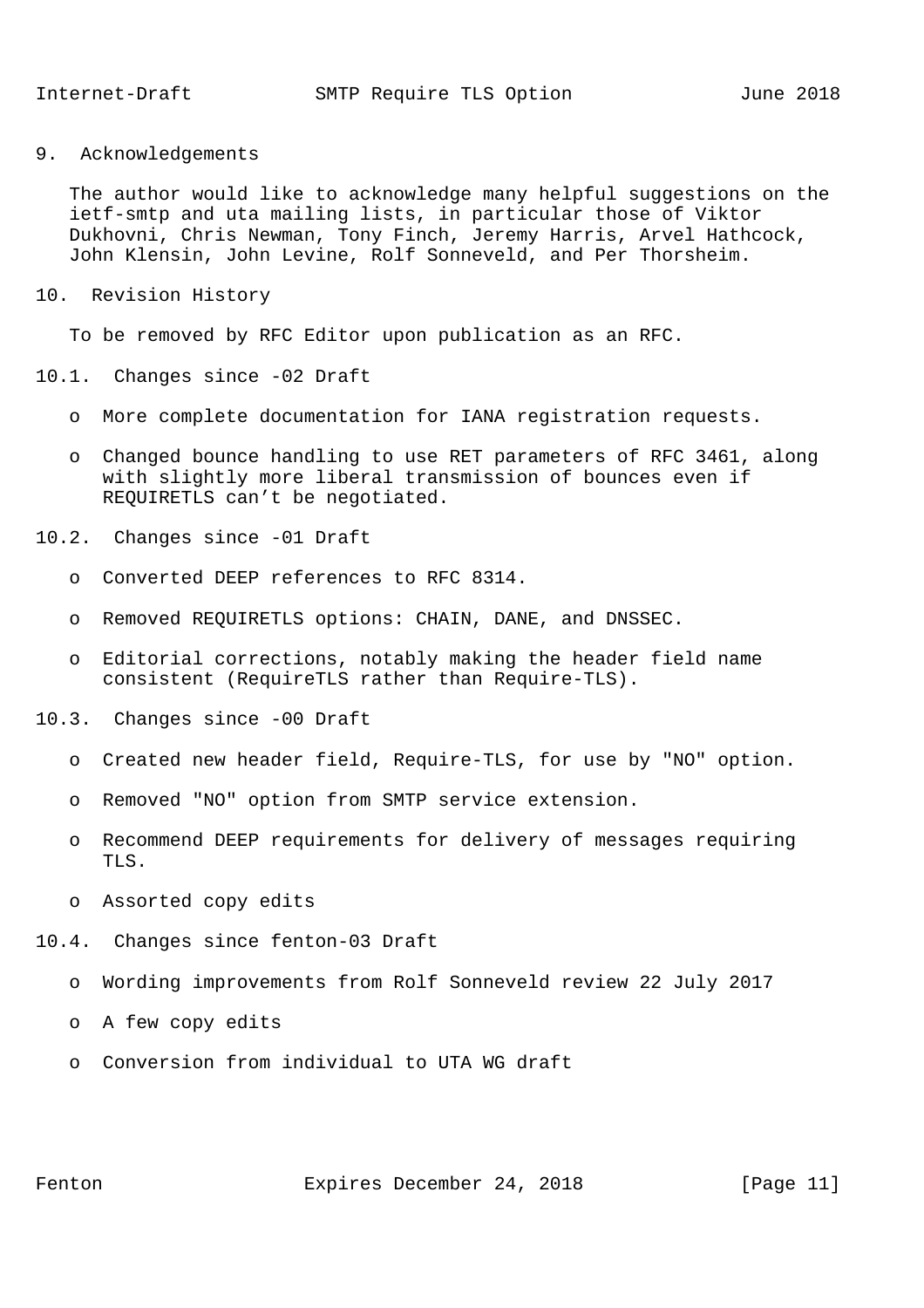## 9. Acknowledgements

The author would like to acknowledge many helpful suggestions on the ietf-smtp and uta mailing lists, in particular those of Viktor Dukhovni, Chris Newman, Tony Finch, Jeremy Harris, Arvel Hathcock, John Klensin, John Levine, Rolf Sonneveld, and Per Thorsheim.

## 10. Revision History

To be removed by RFC Editor upon publication as an RFC.

### 10.1. Changes since -02 Draft

- More complete documentation for IANA registration requests.
- Changed bounce handling to use RET parameters of RFC 3461, along with slightly more liberal transmission of bounces even if REQUIRETLS can’t be negotiated.

### 10.2. Changes since -01 Draft

- Converted DEEP references to RFC 8314.
- Removed REQUIRETLS options: CHAIN, DANE, and DNSSEC.
- Editorial corrections, notably making the header field name consistent (RequireTLS rather than Require-TLS).

### 10.3. Changes since -00 Draft

- Created new header field, Require-TLS, for use by "NO" option.
- Removed "NO" option from SMTP service extension.
- Recommend DEEP requirements for delivery of messages requiring TLS.
- Assorted copy edits

### 10.4. Changes since fenton-03 Draft

- Wording improvements from Rolf Sonneveld review 22 July 2017
- A few copy edits
- Conversion from individual to UTA WG draft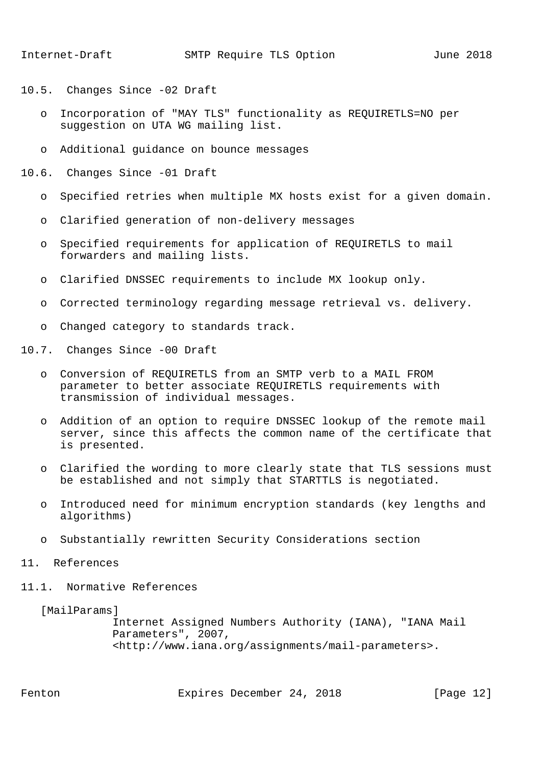### 10.5. Changes Since -02 Draft

- Incorporation of "MAY TLS" functionality as REQUIRETLS=NO per suggestion on UTA WG mailing list.
- Additional guidance on bounce messages

### 10.6. Changes Since -01 Draft

- Specified retries when multiple MX hosts exist for a given domain.
- Clarified generation of non-delivery messages
- Specified requirements for application of REQUIRETLS to mail forwarders and mailing lists.
- Clarified DNSSEC requirements to include MX lookup only.
- Corrected terminology regarding message retrieval vs. delivery.
- Changed category to standards track.

### 10.7. Changes Since -00 Draft

- Conversion of REQUIRETLS from an SMTP verb to a MAIL FROM parameter to better associate REQUIRETLS requirements with transmission of individual messages.
- Addition of an option to require DNSSEC lookup of the remote mail server, since this affects the common name of the certificate that is presented.
- Clarified the wording to more clearly state that TLS sessions must be established and not simply that STARTTLS is negotiated.
- Introduced need for minimum encryption standards (key lengths and algorithms)
- Substantially rewritten Security Considerations section

## 11. References

### 11.1. Normative References

[MailParams]
Internet Assigned Numbers Authority (IANA), "IANA Mail Parameters", 2007, <http://www.iana.org/assignments/mail-parameters>.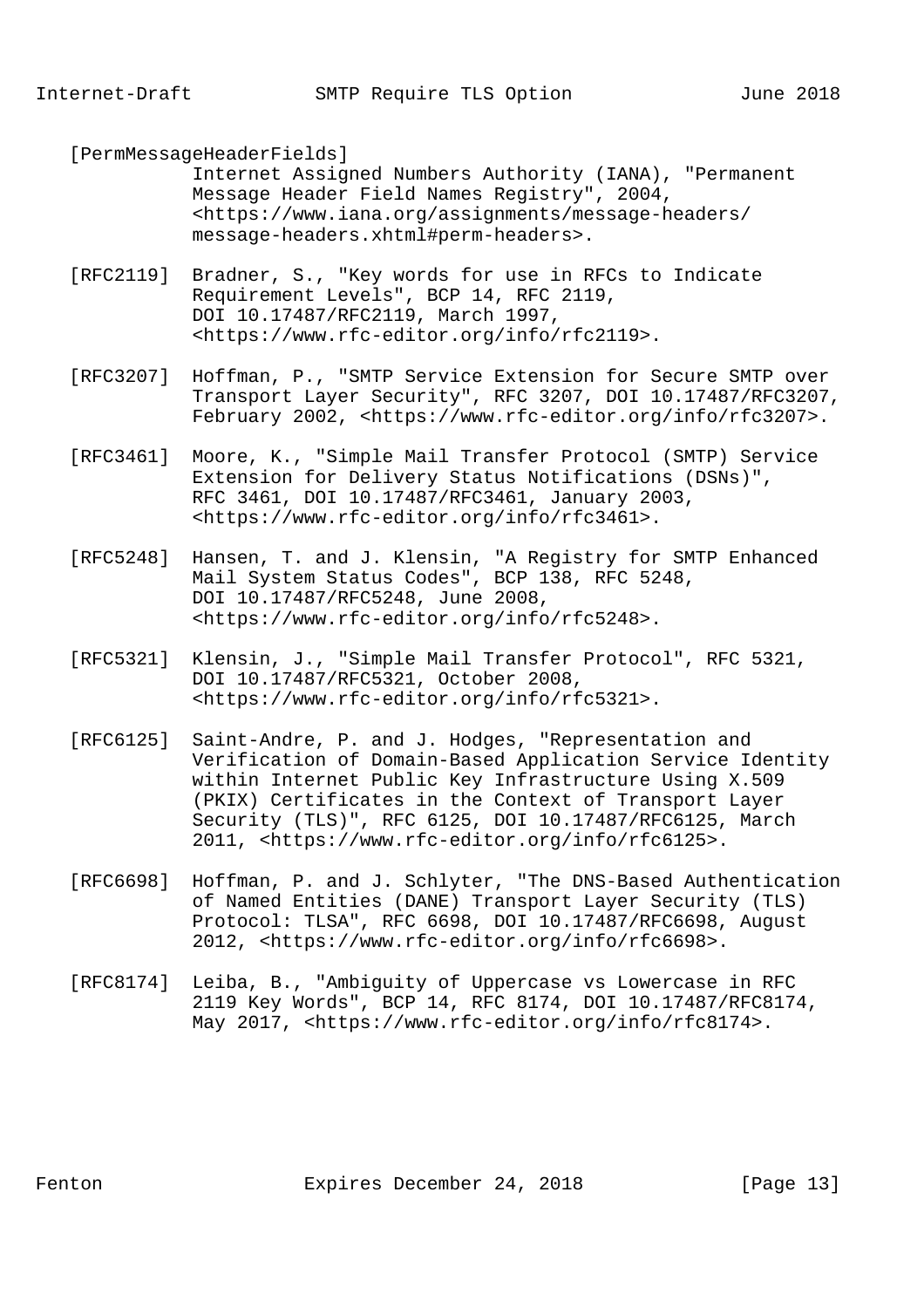[PermMessageHeaderFields]
Internet Assigned Numbers Authority (IANA), "Permanent Message Header Field Names Registry", 2004, <https://www.iana.org/assignments/message-headers/message-headers.xhtml#perm-headers>.

[RFC2119] Bradner, S., "Key words for use in RFCs to Indicate Requirement Levels", BCP 14, RFC 2119, DOI 10.17487/RFC2119, March 1997, <https://www.rfc-editor.org/info/rfc2119>.

[RFC3207] Hoffman, P., "SMTP Service Extension for Secure SMTP over Transport Layer Security", RFC 3207, DOI 10.17487/RFC3207, February 2002, <https://www.rfc-editor.org/info/rfc3207>.

[RFC3461] Moore, K., "Simple Mail Transfer Protocol (SMTP) Service Extension for Delivery Status Notifications (DSNs)", RFC 3461, DOI 10.17487/RFC3461, January 2003, <https://www.rfc-editor.org/info/rfc3461>.

[RFC5248] Hansen, T. and J. Klensin, "A Registry for SMTP Enhanced Mail System Status Codes", BCP 138, RFC 5248, DOI 10.17487/RFC5248, June 2008, <https://www.rfc-editor.org/info/rfc5248>.

[RFC5321] Klensin, J., "Simple Mail Transfer Protocol", RFC 5321, DOI 10.17487/RFC5321, October 2008, <https://www.rfc-editor.org/info/rfc5321>.

[RFC6125] Saint-Andre, P. and J. Hodges, "Representation and Verification of Domain-Based Application Service Identity within Internet Public Key Infrastructure Using X.509 (PKIX) Certificates in the Context of Transport Layer Security (TLS)", RFC 6125, DOI 10.17487/RFC6125, March 2011, <https://www.rfc-editor.org/info/rfc6125>.

[RFC6698] Hoffman, P. and J. Schlyter, "The DNS-Based Authentication of Named Entities (DANE) Transport Layer Security (TLS) Protocol: TLSA", RFC 6698, DOI 10.17487/RFC6698, August 2012, <https://www.rfc-editor.org/info/rfc6698>.

[RFC8174] Leiba, B., "Ambiguity of Uppercase vs Lowercase in RFC 2119 Key Words", BCP 14, RFC 8174, DOI 10.17487/RFC8174, May 2017, <https://www.rfc-editor.org/info/rfc8174>.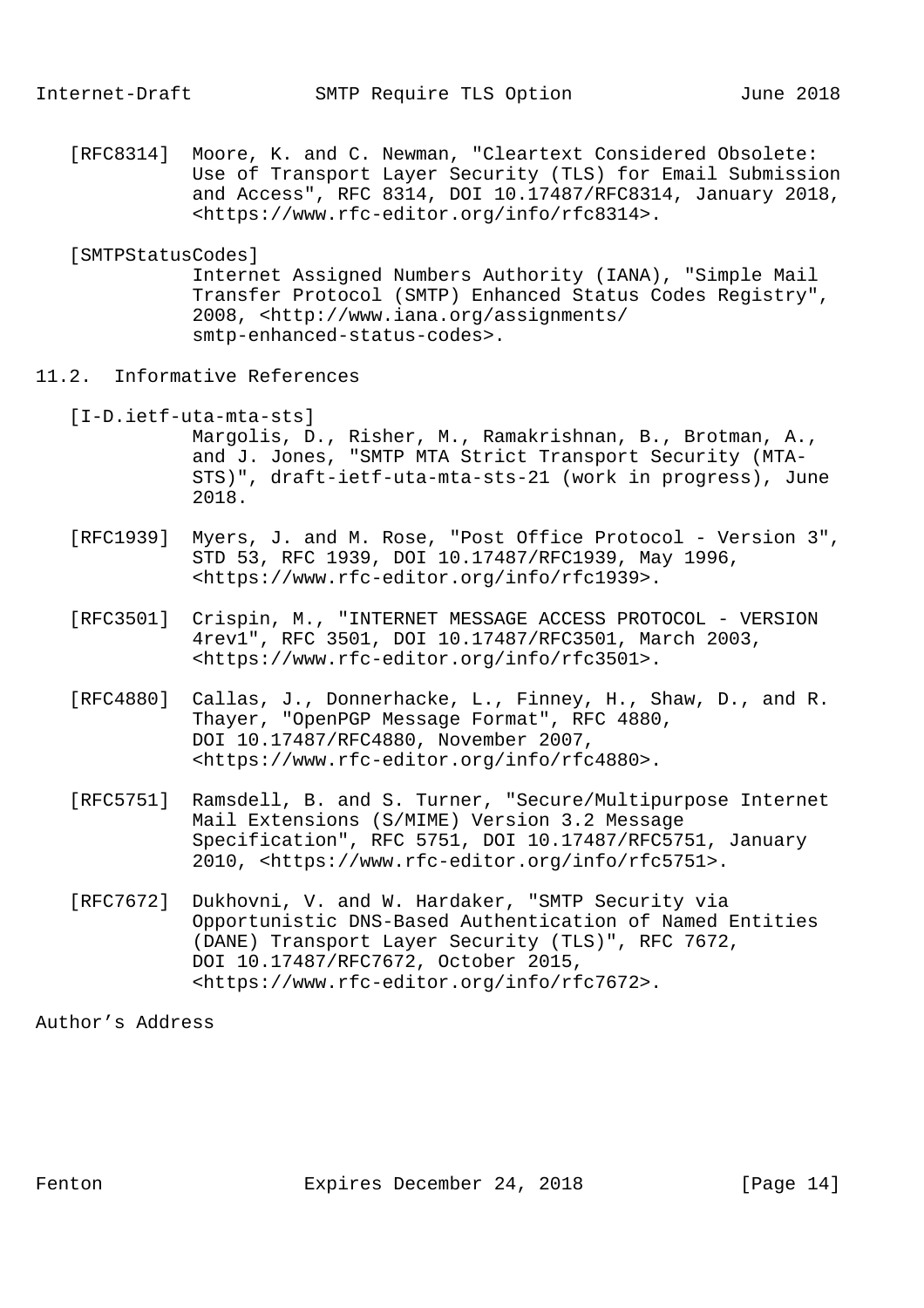[RFC8314] Moore, K. and C. Newman, "Cleartext Considered Obsolete: Use of Transport Layer Security (TLS) for Email Submission and Access", RFC 8314, DOI 10.17487/RFC8314, January 2018, <https://www.rfc-editor.org/info/rfc8314>.

[SMTPStatusCodes] Internet Assigned Numbers Authority (IANA), "Simple Mail Transfer Protocol (SMTP) Enhanced Status Codes Registry", 2008, <http://www.iana.org/assignments/smtp-enhanced-status-codes>.

## 11.2. Informative References

[I-D.ietf-uta-mta-sts] Margolis, D., Risher, M., Ramakrishnan, B., Brotman, A., and J. Jones, "SMTP MTA Strict Transport Security (MTA-STS)", draft-ietf-uta-mta-sts-21 (work in progress), June 2018.

[RFC1939] Myers, J. and M. Rose, "Post Office Protocol - Version 3", STD 53, RFC 1939, DOI 10.17487/RFC1939, May 1996, <https://www.rfc-editor.org/info/rfc1939>.

[RFC3501] Crispin, M., "INTERNET MESSAGE ACCESS PROTOCOL - VERSION 4rev1", RFC 3501, DOI 10.17487/RFC3501, March 2003, <https://www.rfc-editor.org/info/rfc3501>.

[RFC4880] Callas, J., Donnerhacke, L., Finney, H., Shaw, D., and R. Thayer, "OpenPGP Message Format", RFC 4880, DOI 10.17487/RFC4880, November 2007, <https://www.rfc-editor.org/info/rfc4880>.

[RFC5751] Ramsdell, B. and S. Turner, "Secure/Multipurpose Internet Mail Extensions (S/MIME) Version 3.2 Message Specification", RFC 5751, DOI 10.17487/RFC5751, January 2010, <https://www.rfc-editor.org/info/rfc5751>.

[RFC7672] Dukhovni, V. and W. Hardaker, "SMTP Security via Opportunistic DNS-Based Authentication of Named Entities (DANE) Transport Layer Security (TLS)", RFC 7672, DOI 10.17487/RFC7672, October 2015, <https://www.rfc-editor.org/info/rfc7672>.

## Author's Address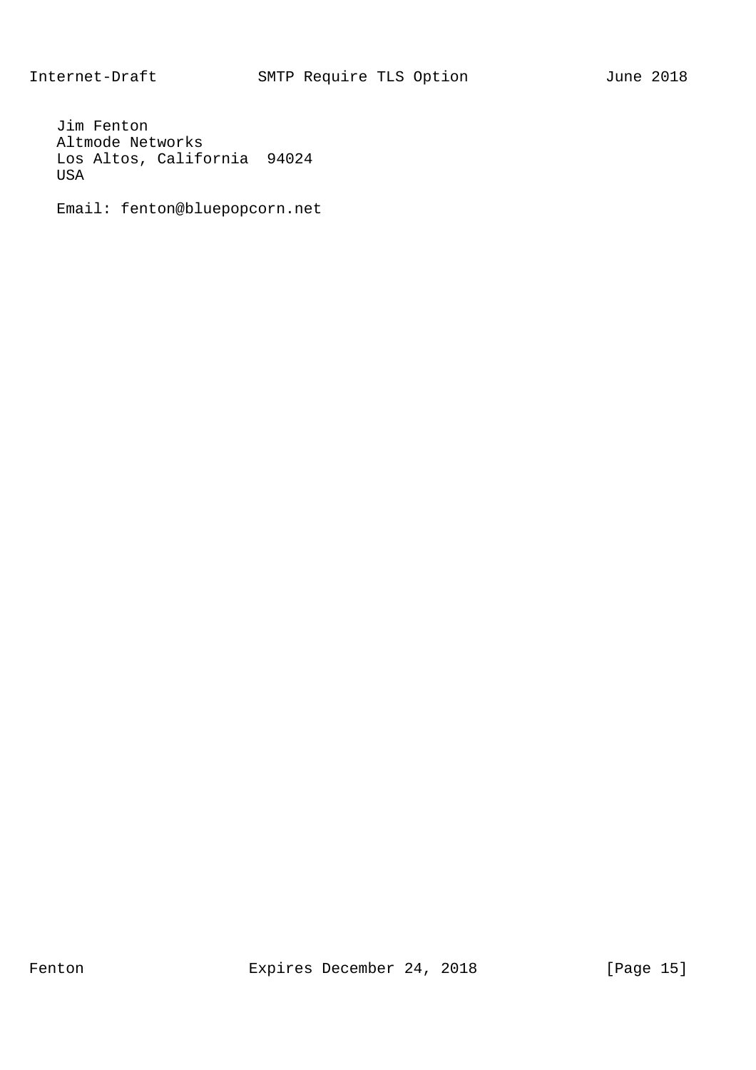Jim Fenton
Altmode Networks
Los Altos, California  94024
USA

Email: fenton@bluepopcorn.net